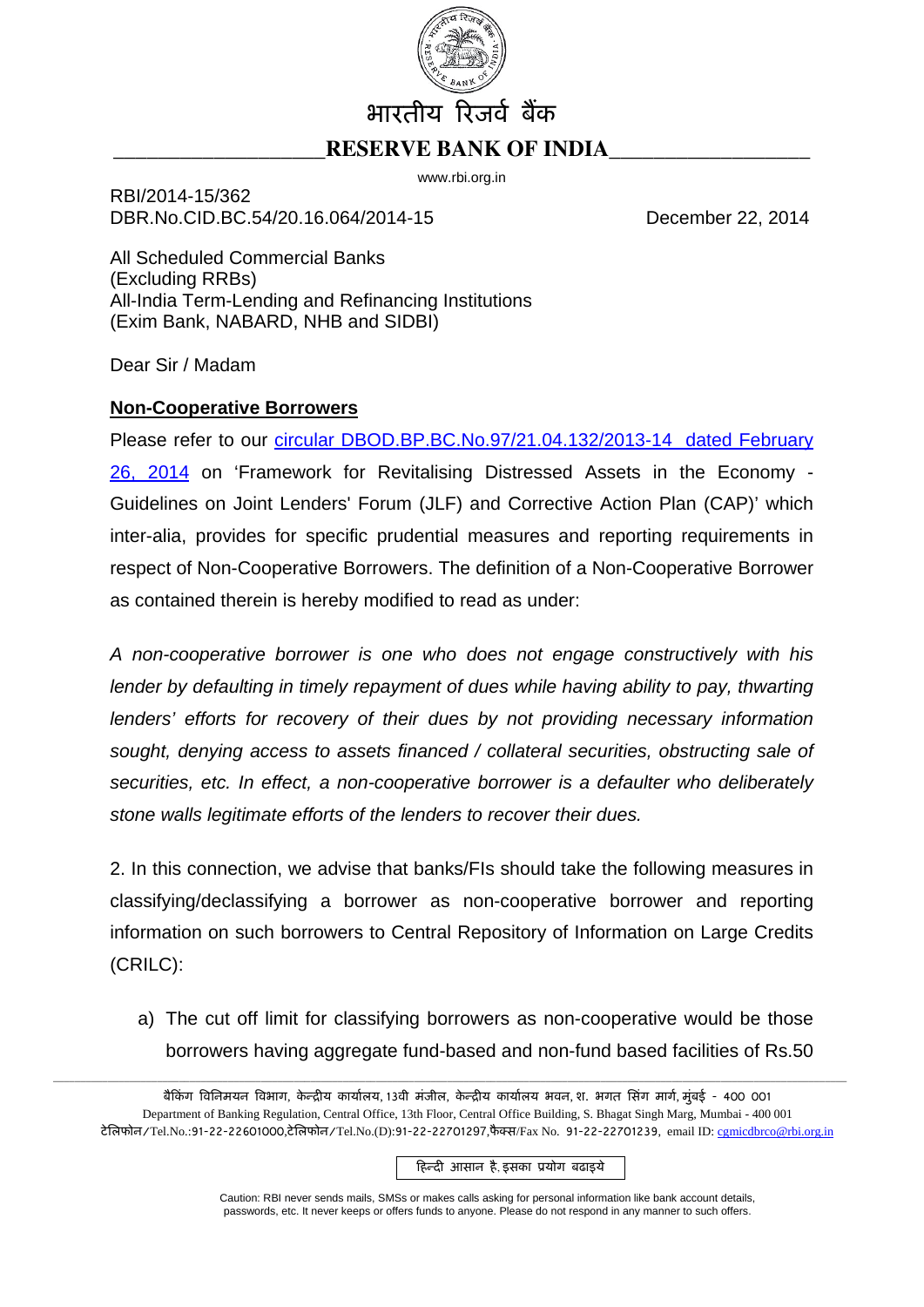भारतीय रिज़र्व बैंक

**RESERVE BANK OF INDIA**

www.rbi.org.in

RBI/2014-15/362
DBR.No.CID.BC.54/20.16.064/2014-15

December 22, 2014

All Scheduled Commercial Banks
(Excluding RRBs)
All-India Term-Lending and Refinancing Institutions
(Exim Bank, NABARD, NHB and SIDBI)

Dear Sir / Madam

**Non-Cooperative Borrowers**

Please refer to our circular DBOD.BP.BC.No.97/21.04.132/2013-14 dated February 26, 2014 on 'Framework for Revitalising Distressed Assets in the Economy - Guidelines on Joint Lenders' Forum (JLF) and Corrective Action Plan (CAP)' which inter-alia, provides for specific prudential measures and reporting requirements in respect of Non-Cooperative Borrowers. The definition of a Non-Cooperative Borrower as contained therein is hereby modified to read as under:

*A non-cooperative borrower is one who does not engage constructively with his lender by defaulting in timely repayment of dues while having ability to pay, thwarting lenders' efforts for recovery of their dues by not providing necessary information sought, denying access to assets financed / collateral securities, obstructing sale of securities, etc. In effect, a non-cooperative borrower is a defaulter who deliberately stone walls legitimate efforts of the lenders to recover their dues.*

2. In this connection, we advise that banks/FIs should take the following measures in classifying/declassifying a borrower as non-cooperative borrower and reporting information on such borrowers to Central Repository of Information on Large Credits (CRILC):

a) The cut off limit for classifying borrowers as non-cooperative would be those borrowers having aggregate fund-based and non-fund based facilities of Rs.50

बैंकिंग विनियमन विभाग, केन्द्रीय कार्यालय, 13वी मंजील, केन्द्रीय कार्यालय भवन, श. भगत सिंग मार्ग, मुंबई - 400 001
Department of Banking Regulation, Central Office, 13th Floor, Central Office Building, S. Bhagat Singh Marg, Mumbai - 400 001
टेलिफोन/Tel.No.:91-22-22601000,टेलिफोन/Tel.No.(D):91-22-22701297,फैक्स/Fax No. 91-22-22701239, email ID: cgmicdbrco@rbi.org.in

हिन्दी आसान है, इसका प्रयोग बढ़ाइये

Caution: RBI never sends mails, SMSs or makes calls asking for personal information like bank account details, passwords, etc. It never keeps or offers funds to anyone. Please do not respond in any manner to such offers.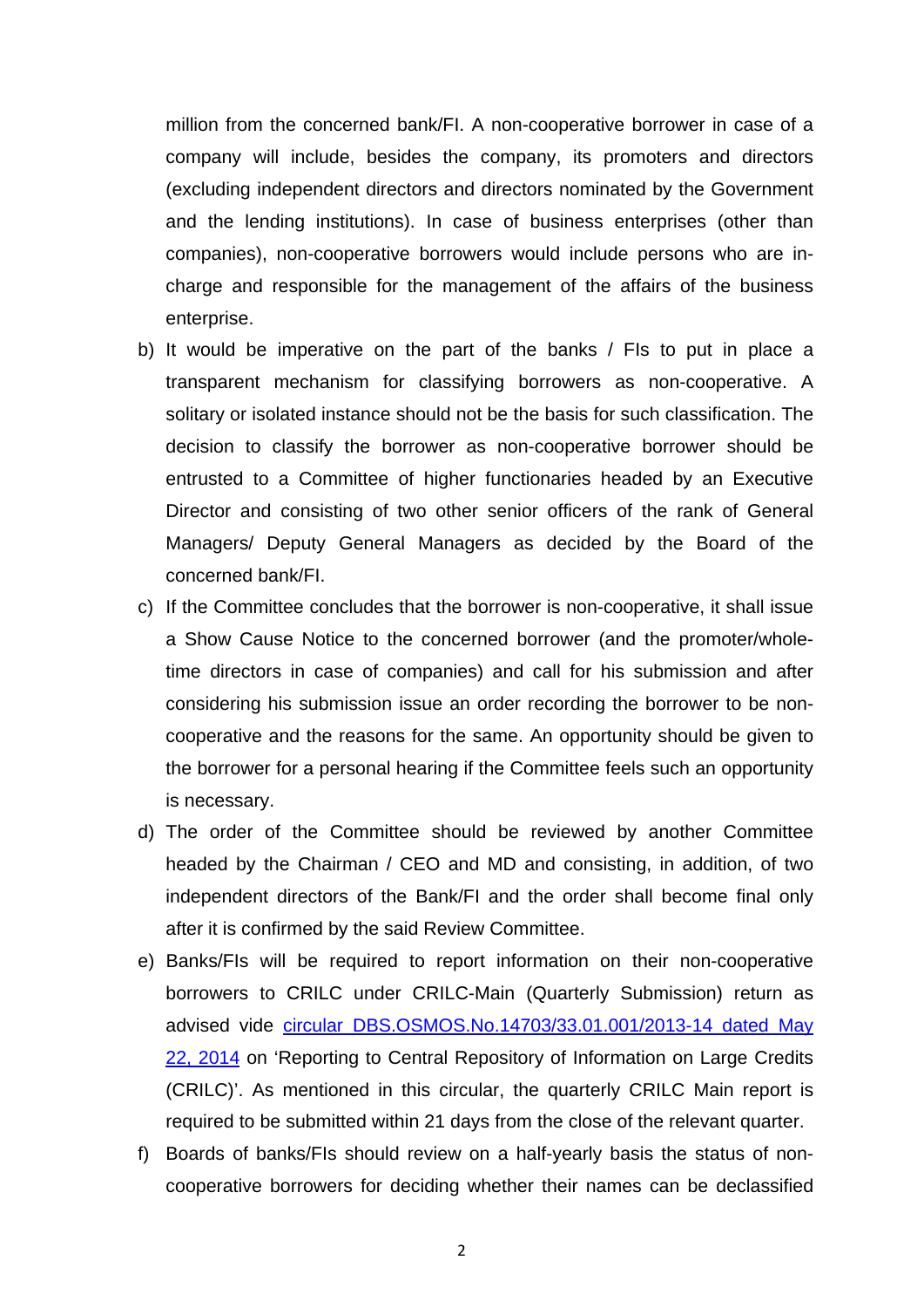million from the concerned bank/FI. A non-cooperative borrower in case of a company will include, besides the company, its promoters and directors (excluding independent directors and directors nominated by the Government and the lending institutions). In case of business enterprises (other than companies), non-cooperative borrowers would include persons who are in-charge and responsible for the management of the affairs of the business enterprise.

b) It would be imperative on the part of the banks / FIs to put in place a transparent mechanism for classifying borrowers as non-cooperative. A solitary or isolated instance should not be the basis for such classification. The decision to classify the borrower as non-cooperative borrower should be entrusted to a Committee of higher functionaries headed by an Executive Director and consisting of two other senior officers of the rank of General Managers/ Deputy General Managers as decided by the Board of the concerned bank/FI.

c) If the Committee concludes that the borrower is non-cooperative, it shall issue a Show Cause Notice to the concerned borrower (and the promoter/whole-time directors in case of companies) and call for his submission and after considering his submission issue an order recording the borrower to be non-cooperative and the reasons for the same. An opportunity should be given to the borrower for a personal hearing if the Committee feels such an opportunity is necessary.

d) The order of the Committee should be reviewed by another Committee headed by the Chairman / CEO and MD and consisting, in addition, of two independent directors of the Bank/FI and the order shall become final only after it is confirmed by the said Review Committee.

e) Banks/FIs will be required to report information on their non-cooperative borrowers to CRILC under CRILC-Main (Quarterly Submission) return as advised vide circular DBS.OSMOS.No.14703/33.01.001/2013-14 dated May 22, 2014 on 'Reporting to Central Repository of Information on Large Credits (CRILC)'. As mentioned in this circular, the quarterly CRILC Main report is required to be submitted within 21 days from the close of the relevant quarter.

f) Boards of banks/FIs should review on a half-yearly basis the status of non-cooperative borrowers for deciding whether their names can be declassified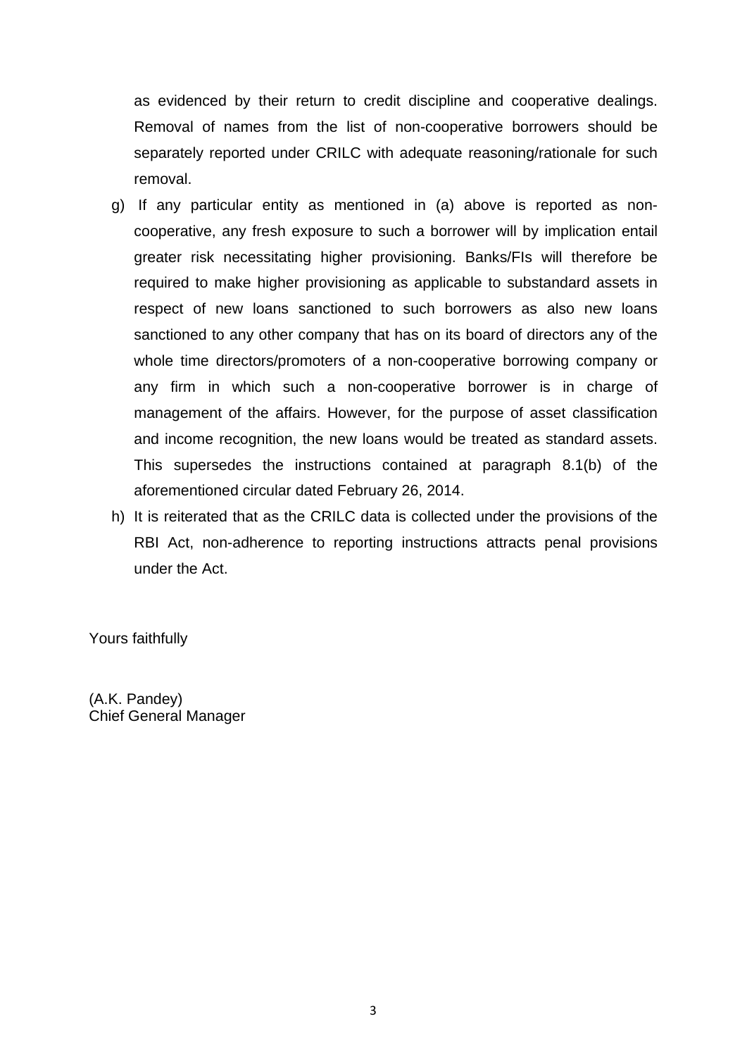as evidenced by their return to credit discipline and cooperative dealings. Removal of names from the list of non-cooperative borrowers should be separately reported under CRILC with adequate reasoning/rationale for such removal.

g) If any particular entity as mentioned in (a) above is reported as non-cooperative, any fresh exposure to such a borrower will by implication entail greater risk necessitating higher provisioning. Banks/FIs will therefore be required to make higher provisioning as applicable to substandard assets in respect of new loans sanctioned to such borrowers as also new loans sanctioned to any other company that has on its board of directors any of the whole time directors/promoters of a non-cooperative borrowing company or any firm in which such a non-cooperative borrower is in charge of management of the affairs. However, for the purpose of asset classification and income recognition, the new loans would be treated as standard assets. This supersedes the instructions contained at paragraph 8.1(b) of the aforementioned circular dated February 26, 2014.

h) It is reiterated that as the CRILC data is collected under the provisions of the RBI Act, non-adherence to reporting instructions attracts penal provisions under the Act.

Yours faithfully

(A.K. Pandey)
Chief General Manager